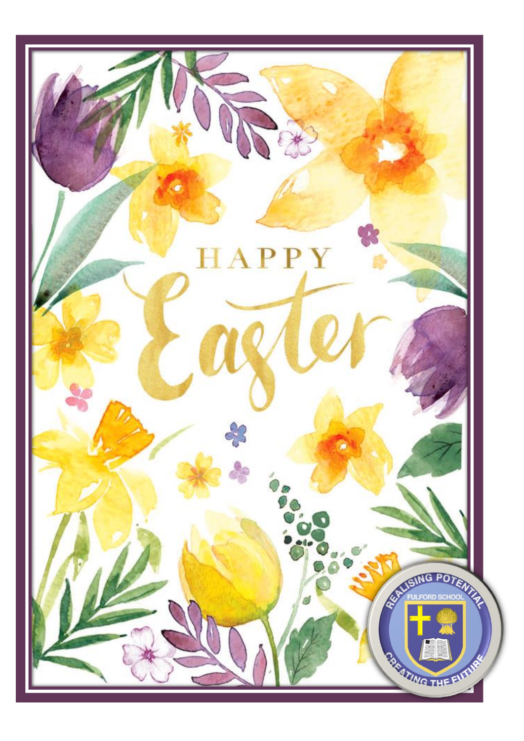# HAPPY Easter

REALISING POTENTIAL

FULFORD SCHOOL

CREATING THE FUTURE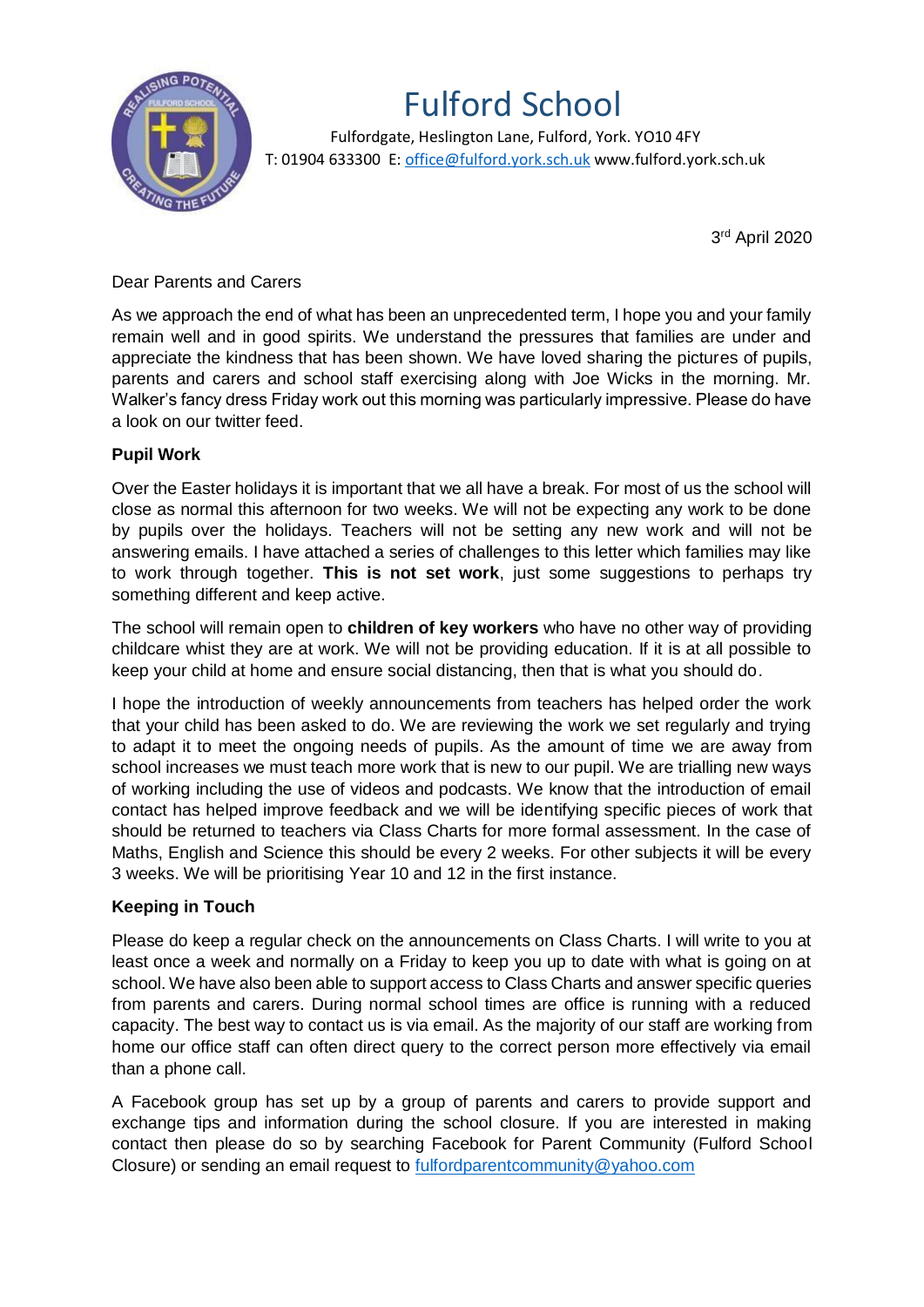# Fulford School

Fulfordgate, Heslington Lane, Fulford, York. YO10 4FY
T: 01904 633300 E: office@fulford.york.sch.uk www.fulford.york.sch.uk

3rd April 2020

Dear Parents and Carers

As we approach the end of what has been an unprecedented term, I hope you and your family remain well and in good spirits. We understand the pressures that families are under and appreciate the kindness that has been shown. We have loved sharing the pictures of pupils, parents and carers and school staff exercising along with Joe Wicks in the morning. Mr. Walker's fancy dress Friday work out this morning was particularly impressive. Please do have a look on our twitter feed.

**Pupil Work**

Over the Easter holidays it is important that we all have a break. For most of us the school will close as normal this afternoon for two weeks. We will not be expecting any work to be done by pupils over the holidays. Teachers will not be setting any new work and will not be answering emails. I have attached a series of challenges to this letter which families may like to work through together. **This is not set work**, just some suggestions to perhaps try something different and keep active.

The school will remain open to **children of key workers** who have no other way of providing childcare whist they are at work. We will not be providing education. If it is at all possible to keep your child at home and ensure social distancing, then that is what you should do.

I hope the introduction of weekly announcements from teachers has helped order the work that your child has been asked to do. We are reviewing the work we set regularly and trying to adapt it to meet the ongoing needs of pupils. As the amount of time we are away from school increases we must teach more work that is new to our pupil. We are trialling new ways of working including the use of videos and podcasts. We know that the introduction of email contact has helped improve feedback and we will be identifying specific pieces of work that should be returned to teachers via Class Charts for more formal assessment. In the case of Maths, English and Science this should be every 2 weeks. For other subjects it will be every 3 weeks. We will be prioritising Year 10 and 12 in the first instance.

**Keeping in Touch**

Please do keep a regular check on the announcements on Class Charts. I will write to you at least once a week and normally on a Friday to keep you up to date with what is going on at school. We have also been able to support access to Class Charts and answer specific queries from parents and carers. During normal school times are office is running with a reduced capacity. The best way to contact us is via email. As the majority of our staff are working from home our office staff can often direct query to the correct person more effectively via email than a phone call.

A Facebook group has set up by a group of parents and carers to provide support and exchange tips and information during the school closure. If you are interested in making contact then please do so by searching Facebook for Parent Community (Fulford School Closure) or sending an email request to fulfordparentcommunity@yahoo.com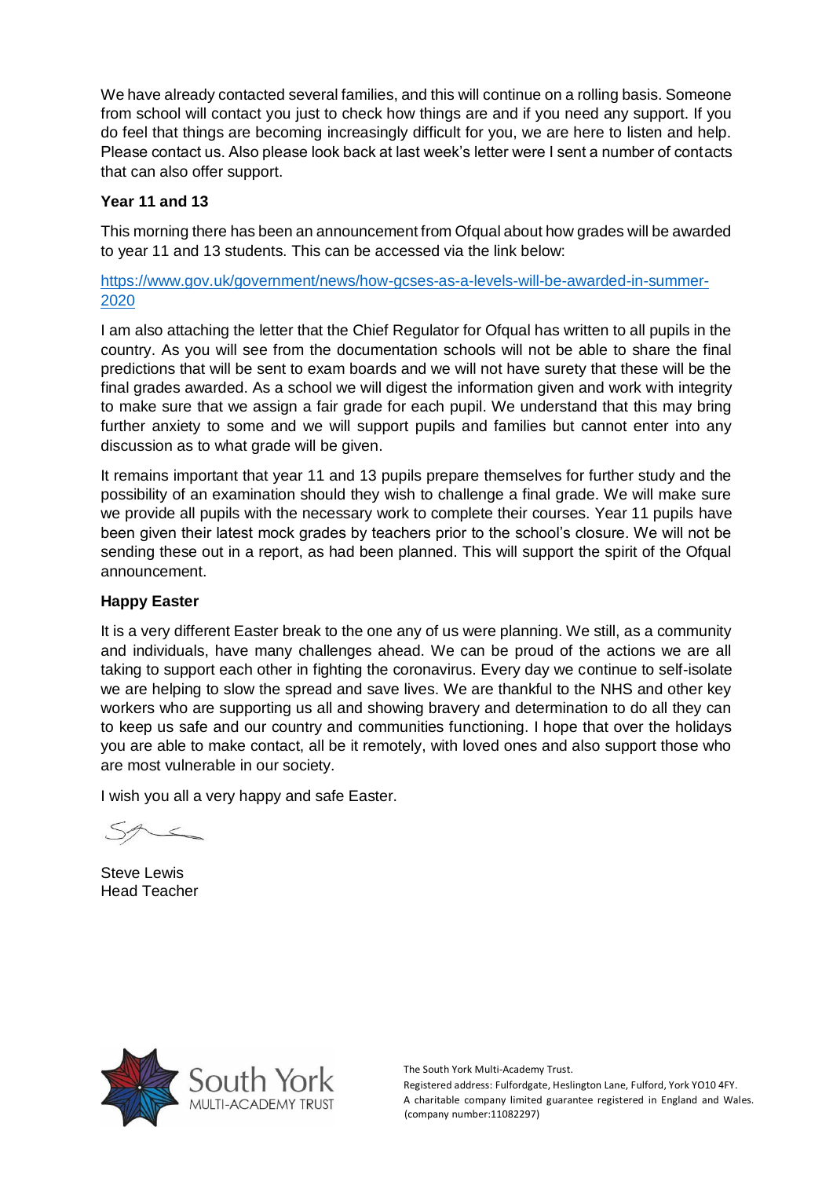We have already contacted several families, and this will continue on a rolling basis. Someone from school will contact you just to check how things are and if you need any support. If you do feel that things are becoming increasingly difficult for you, we are here to listen and help. Please contact us. Also please look back at last week's letter were I sent a number of contacts that can also offer support.

**Year 11 and 13**

This morning there has been an announcement from Ofqual about how grades will be awarded to year 11 and 13 students. This can be accessed via the link below:

https://www.gov.uk/government/news/how-gcses-as-a-levels-will-be-awarded-in-summer-2020

I am also attaching the letter that the Chief Regulator for Ofqual has written to all pupils in the country. As you will see from the documentation schools will not be able to share the final predictions that will be sent to exam boards and we will not have surety that these will be the final grades awarded. As a school we will digest the information given and work with integrity to make sure that we assign a fair grade for each pupil. We understand that this may bring further anxiety to some and we will support pupils and families but cannot enter into any discussion as to what grade will be given.

It remains important that year 11 and 13 pupils prepare themselves for further study and the possibility of an examination should they wish to challenge a final grade. We will make sure we provide all pupils with the necessary work to complete their courses. Year 11 pupils have been given their latest mock grades by teachers prior to the school's closure. We will not be sending these out in a report, as had been planned. This will support the spirit of the Ofqual announcement.

**Happy Easter**

It is a very different Easter break to the one any of us were planning. We still, as a community and individuals, have many challenges ahead. We can be proud of the actions we are all taking to support each other in fighting the coronavirus. Every day we continue to self-isolate we are helping to slow the spread and save lives. We are thankful to the NHS and other key workers who are supporting us all and showing bravery and determination to do all they can to keep us safe and our country and communities functioning. I hope that over the holidays you are able to make contact, all be it remotely, with loved ones and also support those who are most vulnerable in our society.

I wish you all a very happy and safe Easter.

Steve Lewis
Head Teacher

South York MULTI-ACADEMY TRUST

The South York Multi-Academy Trust.
Registered address: Fulfordgate, Heslington Lane, Fulford, York YO10 4FY.
A charitable company limited guarantee registered in England and Wales.
(company number:11082297)